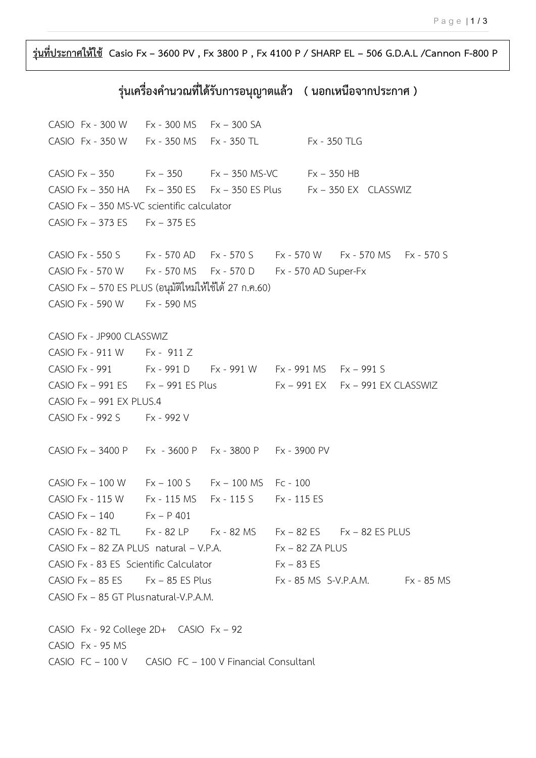**<u>รุ่นที่ประกาศให้ใช้</u> Casio Fx – 3600 PV , Fx 3800 P , Fx 4100 P / SHARP EL – 506 G.D.A.L /Cannon F-800 P**

## รุ่นเครื่องคำนวณที่ได้รับการอนุญาตแล้ว ( นอกเหนือจากประกาศ )

CASIO Fx - 300 W Fx - 300 MS Fx – 300 SA
CASIO Fx - 350 W Fx - 350 MS Fx - 350 TL Fx - 350 TLG

CASIO Fx – 350 Fx – 350 Fx – 350 MS-VC Fx – 350 HB
CASIO Fx – 350 HA Fx – 350 ES Fx – 350 ES Plus Fx – 350 EX CLASSWIZ
CASIO Fx – 350 MS-VC scientific calculator
CASIO Fx – 373 ES Fx – 375 ES

CASIO Fx - 550 S Fx - 570 AD Fx - 570 S Fx - 570 W Fx - 570 MS Fx - 570 S
CASIO Fx - 570 W Fx - 570 MS Fx - 570 D Fx - 570 AD Super-Fx
CASIO Fx – 570 ES PLUS (อนุมัติใหม่ให้ใช้ได้ 27 ก.ค.60)
CASIO Fx - 590 W Fx - 590 MS

CASIO Fx - JP900 CLASSWIZ
CASIO Fx - 911 W Fx - 911 Z
CASIO Fx - 991 Fx - 991 D Fx - 991 W Fx - 991 MS Fx – 991 S
CASIO Fx – 991 ES Fx – 991 ES Plus Fx – 991 EX Fx – 991 EX CLASSWIZ
CASIO Fx – 991 EX PLUS.4
CASIO Fx - 992 S Fx - 992 V

CASIO Fx – 3400 P Fx - 3600 P Fx - 3800 P Fx - 3900 PV

CASIO Fx – 100 W Fx – 100 S Fx – 100 MS Fc - 100
CASIO Fx - 115 W Fx - 115 MS Fx - 115 S Fx - 115 ES
CASIO Fx – 140 Fx – P 401
CASIO Fx - 82 TL Fx - 82 LP Fx - 82 MS Fx – 82 ES Fx – 82 ES PLUS
CASIO Fx – 82 ZA PLUS natural – V.P.A. Fx – 82 ZA PLUS
CASIO Fx - 83 ES Scientific Calculator Fx – 83 ES
CASIO Fx – 85 ES Fx – 85 ES Plus Fx - 85 MS S-V.P.A.M. Fx - 85 MS
CASIO Fx – 85 GT Plus natural-V.P.A.M.

CASIO Fx - 92 College 2D+ CASIO Fx – 92
CASIO Fx - 95 MS
CASIO FC – 100 V CASIO FC – 100 V Financial Consultanl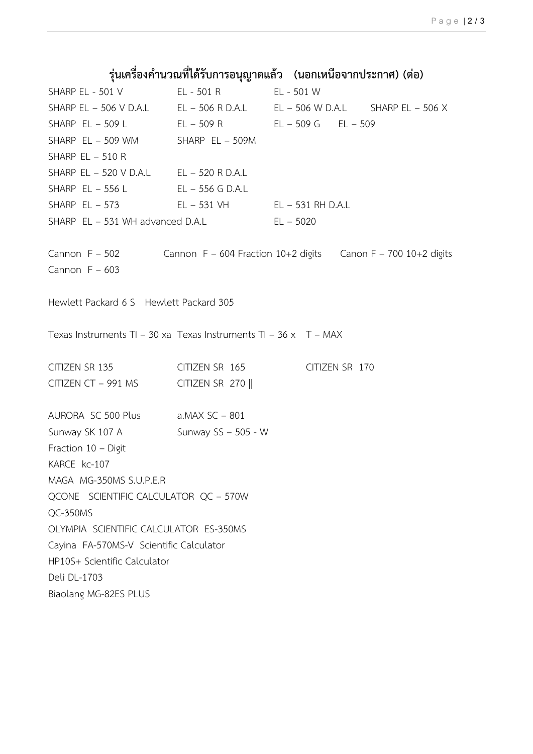## รุ่นเครื่องคำนวณที่ได้รับการอนุญาตแล้ว (นอกเหนือจากประกาศ) (ต่อ)

SHARP EL - 501 V EL - 501 R EL - 501 W

SHARP EL – 506 V D.A.L EL – 506 R D.A.L EL – 506 W D.A.L SHARP EL – 506 X

SHARP EL – 509 L EL – 509 R EL – 509 G EL – 509

SHARP EL – 509 WM SHARP EL – 509M

SHARP EL – 510 R

SHARP EL – 520 V D.A.L EL – 520 R D.A.L

SHARP EL – 556 L EL – 556 G D.A.L

SHARP EL – 573 EL – 531 VH EL – 531 RH D.A.L

SHARP EL – 531 WH advanced D.A.L EL – 5020

Cannon F – 502 Cannon F – 604 Fraction 10+2 digits Canon F – 700 10+2 digits

Cannon F – 603

Hewlett Packard 6 S Hewlett Packard 305

Texas Instruments TI – 30 xa Texas Instruments TI – 36 x T – MAX

CITIZEN SR 135 CITIZEN SR 165 CITIZEN SR 170

CITIZEN CT – 991 MS CITIZEN SR 270 ||

AURORA SC 500 Plus a.MAX SC – 801

Sunway SK 107 A Sunway SS – 505 - W

Fraction 10 – Digit

KARCE kc-107

MAGA MG-350MS S.U.P.E.R

QCONE SCIENTIFIC CALCULATOR QC – 570W

QC-350MS

OLYMPIA SCIENTIFIC CALCULATOR ES-350MS

Cayina FA-570MS-V Scientific Calculator

HP10S+ Scientific Calculator

Deli DL-1703

Biaolang MG-82ES PLUS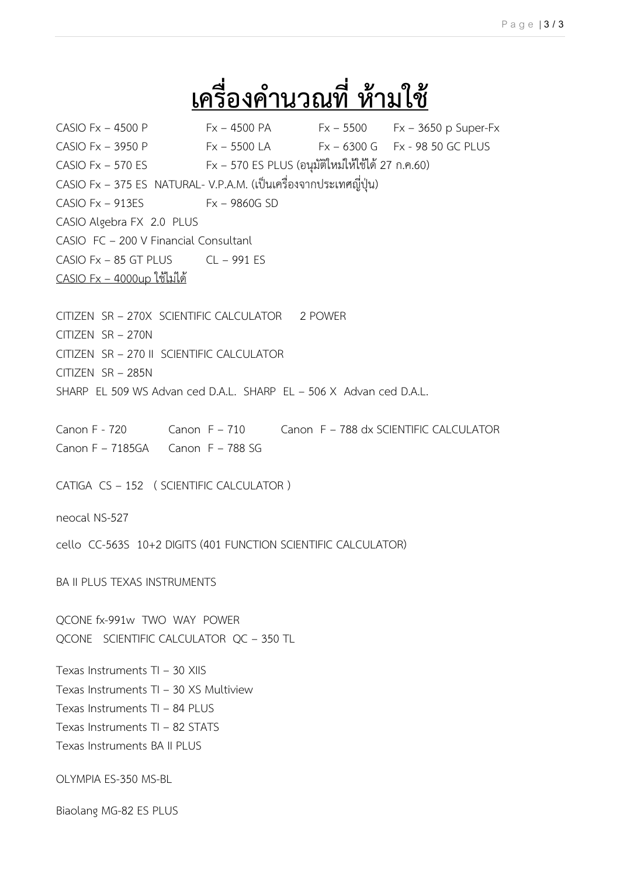// Page header "Page | 3 / 3" omitted as running header.
# <u>เครื่องคำนวณที่ ห้ามใช้</u>

CASIO Fx – 4500 P    Fx – 4500 PA    Fx – 5500    Fx – 3650 p Super-Fx

CASIO Fx – 3950 P    Fx – 5500 LA    Fx – 6300 G    Fx - 98 50 GC PLUS

CASIO Fx – 570 ES    Fx – 570 ES PLUS (อนุมัติใหม่ให้ใช้ได้ 27 ก.ค.60)

CASIO Fx – 375 ES NATURAL- V.P.A.M. (เป็นเครื่องจากประเทศญี่ปุ่น)

CASIO Fx – 913ES    Fx – 9860G SD

CASIO Algebra FX 2.0 PLUS

CASIO FC – 200 V Financial Consultanl

CASIO Fx – 85 GT PLUS    CL – 991 ES

<u>CASIO Fx – 4000up ใช้ไม่ได้</u>

CITIZEN SR – 270X SCIENTIFIC CALCULATOR 2 POWER

CITIZEN SR – 270N

CITIZEN SR – 270 II SCIENTIFIC CALCULATOR

CITIZEN SR – 285N

SHARP EL 509 WS Advan ced D.A.L. SHARP EL – 506 X Advan ced D.A.L.

Canon F - 720    Canon F – 710    Canon F – 788 dx SCIENTIFIC CALCULATOR

Canon F – 7185GA    Canon F – 788 SG

CATIGA CS – 152 ( SCIENTIFIC CALCULATOR )

neocal NS-527

cello CC-563S 10+2 DIGITS (401 FUNCTION SCIENTIFIC CALCULATOR)

BA II PLUS TEXAS INSTRUMENTS

QCONE fx-991w TWO WAY POWER

QCONE SCIENTIFIC CALCULATOR QC – 350 TL

Texas Instruments TI – 30 XIIS

Texas Instruments TI – 30 XS Multiview

Texas Instruments TI – 84 PLUS

Texas Instruments TI – 82 STATS

Texas Instruments BA II PLUS

OLYMPIA ES-350 MS-BL

Biaolang MG-82 ES PLUS